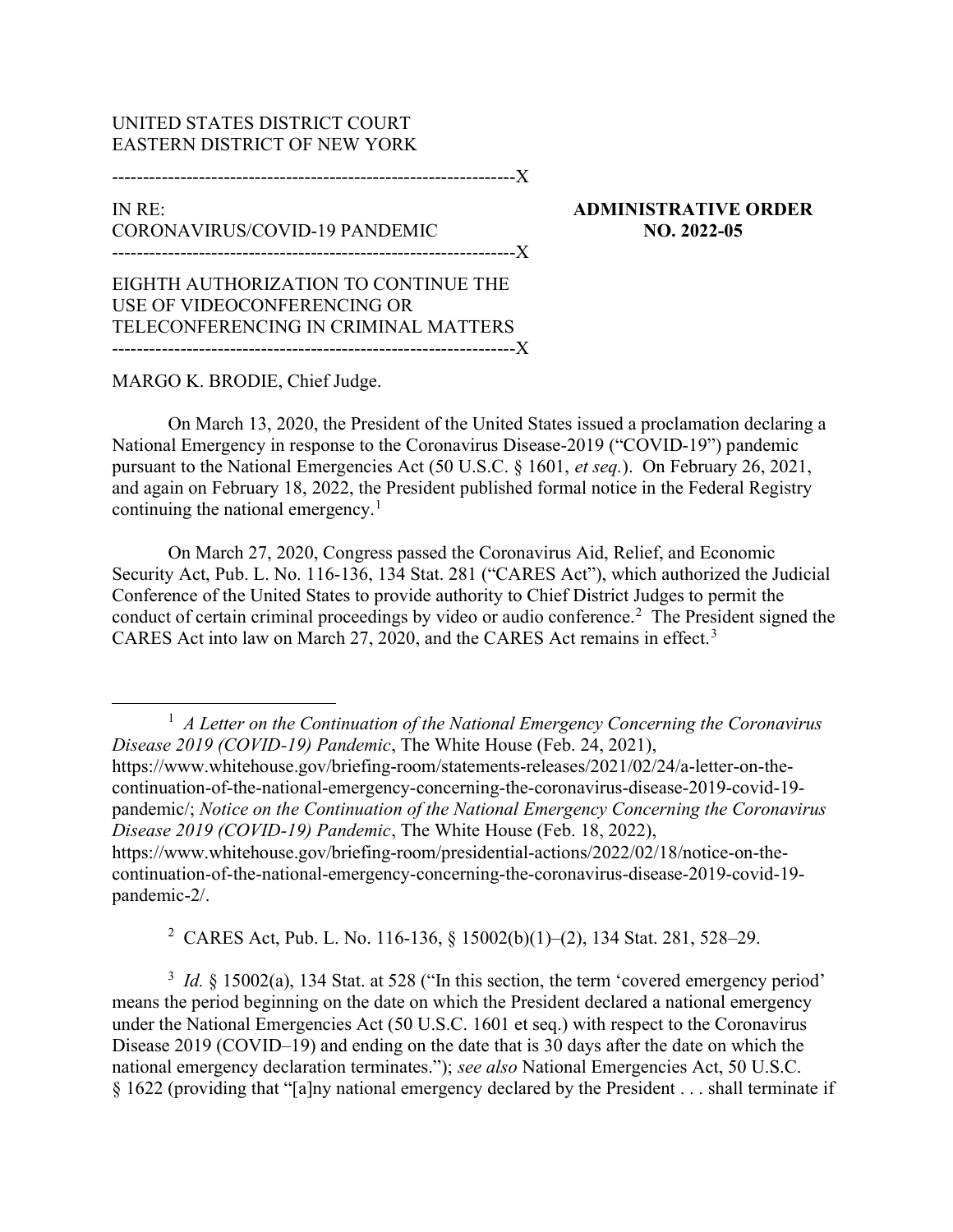UNITED STATES DISTRICT COURT
EASTERN DISTRICT OF NEW YORK

---

IN RE:
CORONAVIRUS/COVID-19 PANDEMIC

**ADMINISTRATIVE ORDER NO. 2022-05**

---

EIGHTH AUTHORIZATION TO CONTINUE THE USE OF VIDEOCONFERENCING OR TELECONFERENCING IN CRIMINAL MATTERS

---

MARGO K. BRODIE, Chief Judge.

On March 13, 2020, the President of the United States issued a proclamation declaring a National Emergency in response to the Coronavirus Disease-2019 ("COVID-19") pandemic pursuant to the National Emergencies Act (50 U.S.C. § 1601, *et seq.*). On February 26, 2021, and again on February 18, 2022, the President published formal notice in the Federal Registry continuing the national emergency.[1]

On March 27, 2020, Congress passed the Coronavirus Aid, Relief, and Economic Security Act, Pub. L. No. 116-136, 134 Stat. 281 ("CARES Act"), which authorized the Judicial Conference of the United States to provide authority to Chief District Judges to permit the conduct of certain criminal proceedings by video or audio conference.[2] The President signed the CARES Act into law on March 27, 2020, and the CARES Act remains in effect.[3]

---

[1] *A Letter on the Continuation of the National Emergency Concerning the Coronavirus Disease 2019 (COVID-19) Pandemic*, The White House (Feb. 24, 2021), https://www.whitehouse.gov/briefing-room/statements-releases/2021/02/24/a-letter-on-the-continuation-of-the-national-emergency-concerning-the-coronavirus-disease-2019-covid-19-pandemic/; *Notice on the Continuation of the National Emergency Concerning the Coronavirus Disease 2019 (COVID-19) Pandemic*, The White House (Feb. 18, 2022), https://www.whitehouse.gov/briefing-room/presidential-actions/2022/02/18/notice-on-the-continuation-of-the-national-emergency-concerning-the-coronavirus-disease-2019-covid-19-pandemic-2/.

[2] CARES Act, Pub. L. No. 116-136, § 15002(b)(1)–(2), 134 Stat. 281, 528–29.

[3] *Id.* § 15002(a), 134 Stat. at 528 ("In this section, the term 'covered emergency period' means the period beginning on the date on which the President declared a national emergency under the National Emergencies Act (50 U.S.C. 1601 et seq.) with respect to the Coronavirus Disease 2019 (COVID–19) and ending on the date that is 30 days after the date on which the national emergency declaration terminates."); *see also* National Emergencies Act, 50 U.S.C. § 1622 (providing that "[a]ny national emergency declared by the President . . . shall terminate if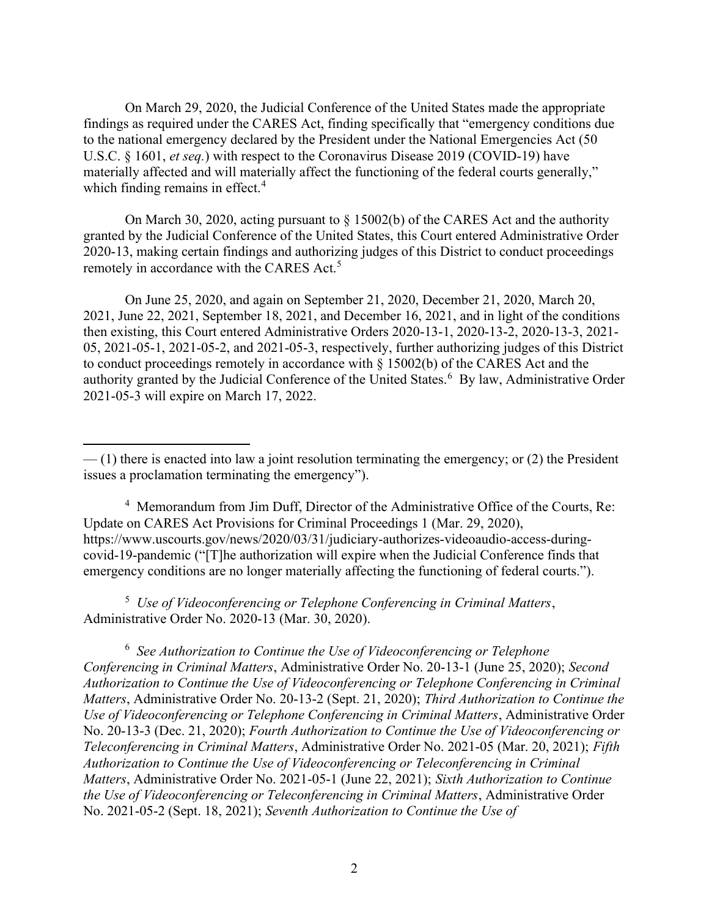On March 29, 2020, the Judicial Conference of the United States made the appropriate findings as required under the CARES Act, finding specifically that "emergency conditions due to the national emergency declared by the President under the National Emergencies Act (50 U.S.C. § 1601, *et seq.*) with respect to the Coronavirus Disease 2019 (COVID-19) have materially affected and will materially affect the functioning of the federal courts generally," which finding remains in effect.[4]

On March 30, 2020, acting pursuant to § 15002(b) of the CARES Act and the authority granted by the Judicial Conference of the United States, this Court entered Administrative Order 2020-13, making certain findings and authorizing judges of this District to conduct proceedings remotely in accordance with the CARES Act.[5]

On June 25, 2020, and again on September 21, 2020, December 21, 2020, March 20, 2021, June 22, 2021, September 18, 2021, and December 16, 2021, and in light of the conditions then existing, this Court entered Administrative Orders 2020-13-1, 2020-13-2, 2020-13-3, 2021-05, 2021-05-1, 2021-05-2, and 2021-05-3, respectively, further authorizing judges of this District to conduct proceedings remotely in accordance with § 15002(b) of the CARES Act and the authority granted by the Judicial Conference of the United States.[6] By law, Administrative Order 2021-05-3 will expire on March 17, 2022.

---

— (1) there is enacted into law a joint resolution terminating the emergency; or (2) the President issues a proclamation terminating the emergency").

[4] Memorandum from Jim Duff, Director of the Administrative Office of the Courts, Re: Update on CARES Act Provisions for Criminal Proceedings 1 (Mar. 29, 2020), https://www.uscourts.gov/news/2020/03/31/judiciary-authorizes-videoaudio-access-during-covid-19-pandemic ("[T]he authorization will expire when the Judicial Conference finds that emergency conditions are no longer materially affecting the functioning of federal courts.").

[5] *Use of Videoconferencing or Telephone Conferencing in Criminal Matters*, Administrative Order No. 2020-13 (Mar. 30, 2020).

[6] *See Authorization to Continue the Use of Videoconferencing or Telephone Conferencing in Criminal Matters*, Administrative Order No. 20-13-1 (June 25, 2020); *Second Authorization to Continue the Use of Videoconferencing or Telephone Conferencing in Criminal Matters*, Administrative Order No. 20-13-2 (Sept. 21, 2020); *Third Authorization to Continue the Use of Videoconferencing or Telephone Conferencing in Criminal Matters*, Administrative Order No. 20-13-3 (Dec. 21, 2020); *Fourth Authorization to Continue the Use of Videoconferencing or Teleconferencing in Criminal Matters*, Administrative Order No. 2021-05 (Mar. 20, 2021); *Fifth Authorization to Continue the Use of Videoconferencing or Teleconferencing in Criminal Matters*, Administrative Order No. 2021-05-1 (June 22, 2021); *Sixth Authorization to Continue the Use of Videoconferencing or Teleconferencing in Criminal Matters*, Administrative Order No. 2021-05-2 (Sept. 18, 2021); *Seventh Authorization to Continue the Use of*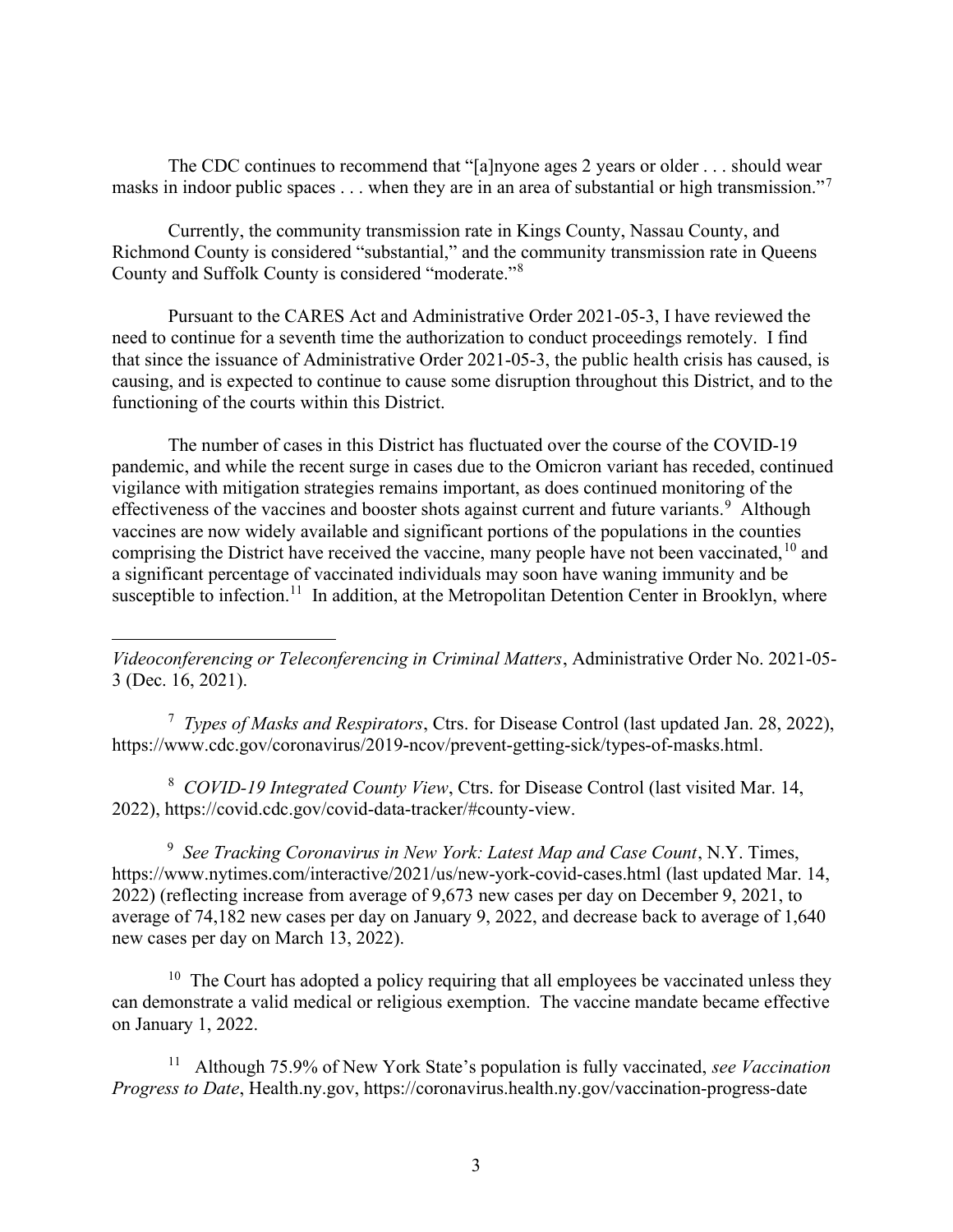The CDC continues to recommend that "[a]nyone ages 2 years or older . . . should wear masks in indoor public spaces . . . when they are in an area of substantial or high transmission."[7]

Currently, the community transmission rate in Kings County, Nassau County, and Richmond County is considered "substantial," and the community transmission rate in Queens County and Suffolk County is considered "moderate."[8]

Pursuant to the CARES Act and Administrative Order 2021-05-3, I have reviewed the need to continue for a seventh time the authorization to conduct proceedings remotely. I find that since the issuance of Administrative Order 2021-05-3, the public health crisis has caused, is causing, and is expected to continue to cause some disruption throughout this District, and to the functioning of the courts within this District.

The number of cases in this District has fluctuated over the course of the COVID-19 pandemic, and while the recent surge in cases due to the Omicron variant has receded, continued vigilance with mitigation strategies remains important, as does continued monitoring of the effectiveness of the vaccines and booster shots against current and future variants.[9] Although vaccines are now widely available and significant portions of the populations in the counties comprising the District have received the vaccine, many people have not been vaccinated,[10] and a significant percentage of vaccinated individuals may soon have waning immunity and be susceptible to infection.[11] In addition, at the Metropolitan Detention Center in Brooklyn, where

---

*Videoconferencing or Teleconferencing in Criminal Matters*, Administrative Order No. 2021-05-3 (Dec. 16, 2021).

[7] *Types of Masks and Respirators*, Ctrs. for Disease Control (last updated Jan. 28, 2022), https://www.cdc.gov/coronavirus/2019-ncov/prevent-getting-sick/types-of-masks.html.

[8] *COVID-19 Integrated County View*, Ctrs. for Disease Control (last visited Mar. 14, 2022), https://covid.cdc.gov/covid-data-tracker/#county-view.

[9] *See Tracking Coronavirus in New York: Latest Map and Case Count*, N.Y. Times, https://www.nytimes.com/interactive/2021/us/new-york-covid-cases.html (last updated Mar. 14, 2022) (reflecting increase from average of 9,673 new cases per day on December 9, 2021, to average of 74,182 new cases per day on January 9, 2022, and decrease back to average of 1,640 new cases per day on March 13, 2022).

[10] The Court has adopted a policy requiring that all employees be vaccinated unless they can demonstrate a valid medical or religious exemption. The vaccine mandate became effective on January 1, 2022.

[11] Although 75.9% of New York State's population is fully vaccinated, *see Vaccination Progress to Date*, Health.ny.gov, https://coronavirus.health.ny.gov/vaccination-progress-date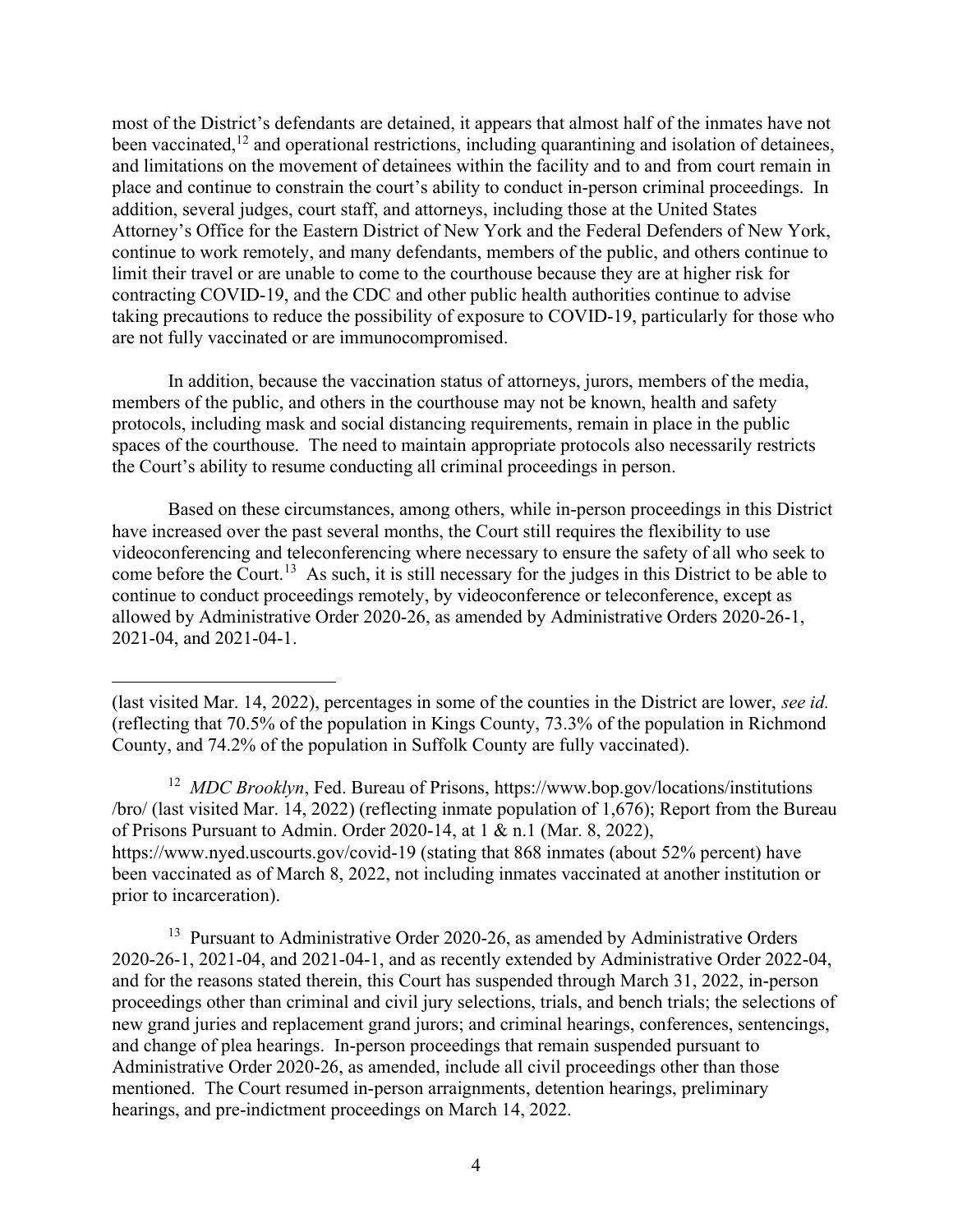most of the District's defendants are detained, it appears that almost half of the inmates have not been vaccinated,[12] and operational restrictions, including quarantining and isolation of detainees, and limitations on the movement of detainees within the facility and to and from court remain in place and continue to constrain the court's ability to conduct in-person criminal proceedings. In addition, several judges, court staff, and attorneys, including those at the United States Attorney's Office for the Eastern District of New York and the Federal Defenders of New York, continue to work remotely, and many defendants, members of the public, and others continue to limit their travel or are unable to come to the courthouse because they are at higher risk for contracting COVID-19, and the CDC and other public health authorities continue to advise taking precautions to reduce the possibility of exposure to COVID-19, particularly for those who are not fully vaccinated or are immunocompromised.

In addition, because the vaccination status of attorneys, jurors, members of the media, members of the public, and others in the courthouse may not be known, health and safety protocols, including mask and social distancing requirements, remain in place in the public spaces of the courthouse. The need to maintain appropriate protocols also necessarily restricts the Court's ability to resume conducting all criminal proceedings in person.

Based on these circumstances, among others, while in-person proceedings in this District have increased over the past several months, the Court still requires the flexibility to use videoconferencing and teleconferencing where necessary to ensure the safety of all who seek to come before the Court.[13] As such, it is still necessary for the judges in this District to be able to continue to conduct proceedings remotely, by videoconference or teleconference, except as allowed by Administrative Order 2020-26, as amended by Administrative Orders 2020-26-1, 2021-04, and 2021-04-1.

---

(last visited Mar. 14, 2022), percentages in some of the counties in the District are lower, *see id.* (reflecting that 70.5% of the population in Kings County, 73.3% of the population in Richmond County, and 74.2% of the population in Suffolk County are fully vaccinated).

[12] *MDC Brooklyn*, Fed. Bureau of Prisons, https://www.bop.gov/locations/institutions /bro/ (last visited Mar. 14, 2022) (reflecting inmate population of 1,676); Report from the Bureau of Prisons Pursuant to Admin. Order 2020-14, at 1 & n.1 (Mar. 8, 2022), https://www.nyed.uscourts.gov/covid-19 (stating that 868 inmates (about 52% percent) have been vaccinated as of March 8, 2022, not including inmates vaccinated at another institution or prior to incarceration).

[13] Pursuant to Administrative Order 2020-26, as amended by Administrative Orders 2020-26-1, 2021-04, and 2021-04-1, and as recently extended by Administrative Order 2022-04, and for the reasons stated therein, this Court has suspended through March 31, 2022, in-person proceedings other than criminal and civil jury selections, trials, and bench trials; the selections of new grand juries and replacement grand jurors; and criminal hearings, conferences, sentencings, and change of plea hearings. In-person proceedings that remain suspended pursuant to Administrative Order 2020-26, as amended, include all civil proceedings other than those mentioned. The Court resumed in-person arraignments, detention hearings, preliminary hearings, and pre-indictment proceedings on March 14, 2022.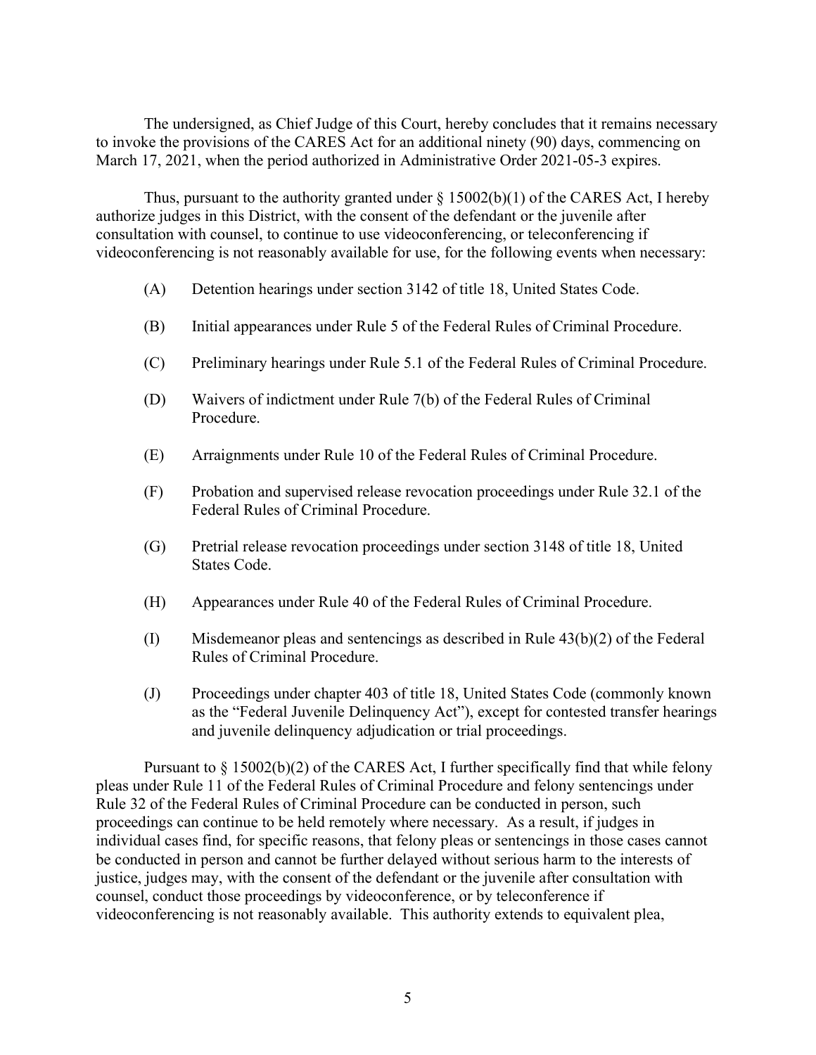The undersigned, as Chief Judge of this Court, hereby concludes that it remains necessary to invoke the provisions of the CARES Act for an additional ninety (90) days, commencing on March 17, 2021, when the period authorized in Administrative Order 2021-05-3 expires.

Thus, pursuant to the authority granted under § 15002(b)(1) of the CARES Act, I hereby authorize judges in this District, with the consent of the defendant or the juvenile after consultation with counsel, to continue to use videoconferencing, or teleconferencing if videoconferencing is not reasonably available for use, for the following events when necessary:

(A) Detention hearings under section 3142 of title 18, United States Code.

(B) Initial appearances under Rule 5 of the Federal Rules of Criminal Procedure.

(C) Preliminary hearings under Rule 5.1 of the Federal Rules of Criminal Procedure.

(D) Waivers of indictment under Rule 7(b) of the Federal Rules of Criminal Procedure.

(E) Arraignments under Rule 10 of the Federal Rules of Criminal Procedure.

(F) Probation and supervised release revocation proceedings under Rule 32.1 of the Federal Rules of Criminal Procedure.

(G) Pretrial release revocation proceedings under section 3148 of title 18, United States Code.

(H) Appearances under Rule 40 of the Federal Rules of Criminal Procedure.

(I) Misdemeanor pleas and sentencings as described in Rule 43(b)(2) of the Federal Rules of Criminal Procedure.

(J) Proceedings under chapter 403 of title 18, United States Code (commonly known as the "Federal Juvenile Delinquency Act"), except for contested transfer hearings and juvenile delinquency adjudication or trial proceedings.

Pursuant to § 15002(b)(2) of the CARES Act, I further specifically find that while felony pleas under Rule 11 of the Federal Rules of Criminal Procedure and felony sentencings under Rule 32 of the Federal Rules of Criminal Procedure can be conducted in person, such proceedings can continue to be held remotely where necessary. As a result, if judges in individual cases find, for specific reasons, that felony pleas or sentencings in those cases cannot be conducted in person and cannot be further delayed without serious harm to the interests of justice, judges may, with the consent of the defendant or the juvenile after consultation with counsel, conduct those proceedings by videoconference, or by teleconference if videoconferencing is not reasonably available. This authority extends to equivalent plea,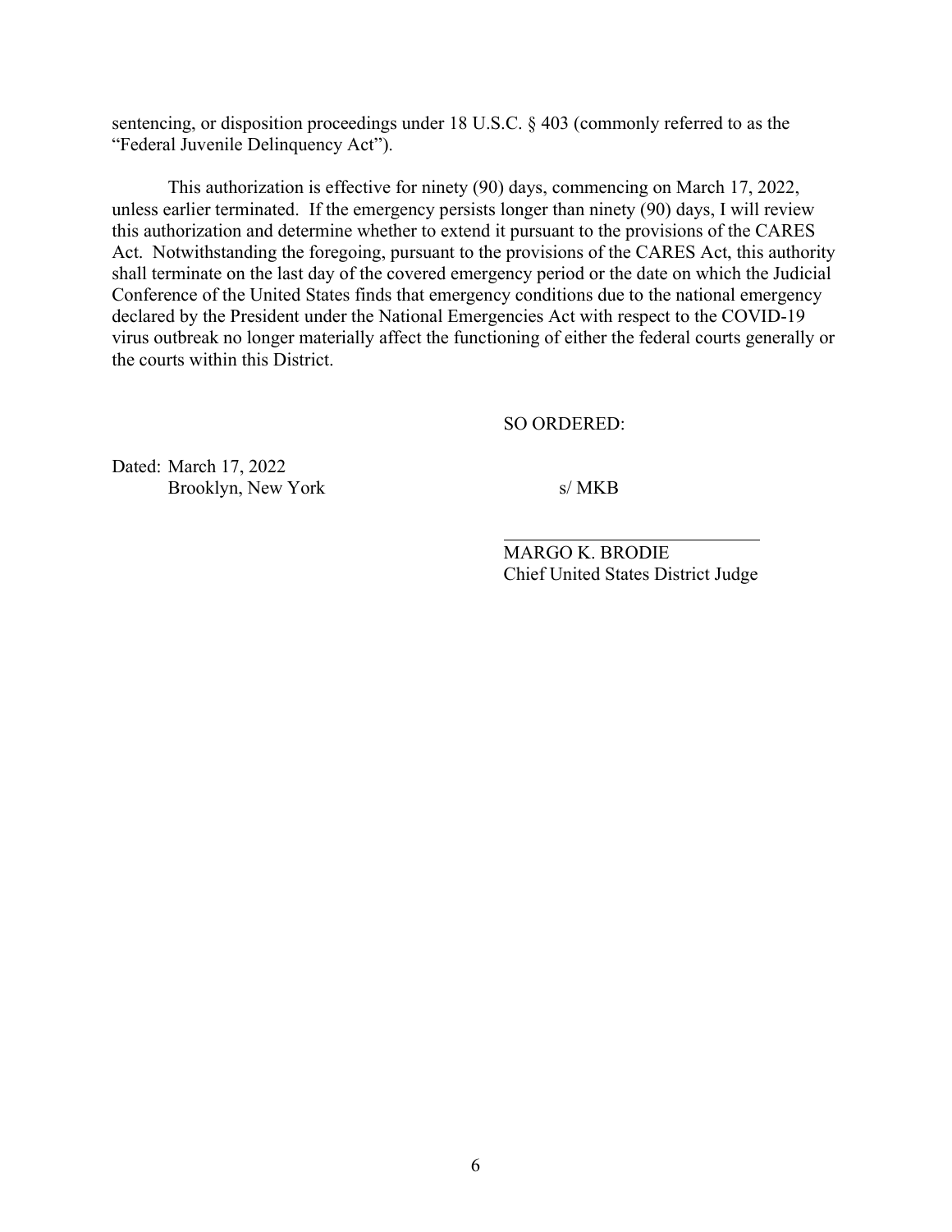sentencing, or disposition proceedings under 18 U.S.C. § 403 (commonly referred to as the "Federal Juvenile Delinquency Act").

This authorization is effective for ninety (90) days, commencing on March 17, 2022, unless earlier terminated. If the emergency persists longer than ninety (90) days, I will review this authorization and determine whether to extend it pursuant to the provisions of the CARES Act. Notwithstanding the foregoing, pursuant to the provisions of the CARES Act, this authority shall terminate on the last day of the covered emergency period or the date on which the Judicial Conference of the United States finds that emergency conditions due to the national emergency declared by the President under the National Emergencies Act with respect to the COVID-19 virus outbreak no longer materially affect the functioning of either the federal courts generally or the courts within this District.

SO ORDERED:

Dated: March 17, 2022
Brooklyn, New York

s/ MKB

MARGO K. BRODIE
Chief United States District Judge